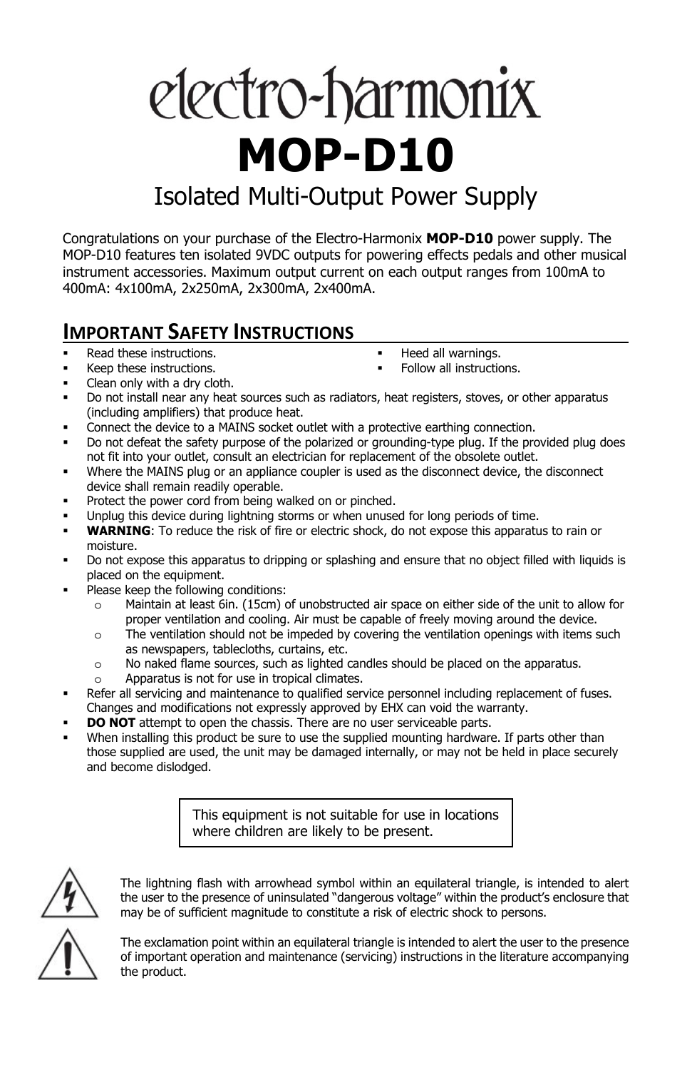# electro-harmonix

# MOP-D10

## Isolated Multi-Output Power Supply

Congratulations on your purchase of the Electro-Harmonix **MOP-D10** power supply. The MOP-D10 features ten isolated 9VDC outputs for powering effects pedals and other musical instrument accessories. Maximum output current on each output ranges from 100mA to 400mA: 4x100mA, 2x250mA, 2x300mA, 2x400mA.

## IMPORTANT SAFETY INSTRUCTIONS

- Read these instructions.
- Keep these instructions.
- Heed all warnings.
- Follow all instructions.
- Clean only with a dry cloth.
- Do not install near any heat sources such as radiators, heat registers, stoves, or other apparatus (including amplifiers) that produce heat.
- Connect the device to a MAINS socket outlet with a protective earthing connection.
- Do not defeat the safety purpose of the polarized or grounding-type plug. If the provided plug does not fit into your outlet, consult an electrician for replacement of the obsolete outlet.
- Where the MAINS plug or an appliance coupler is used as the disconnect device, the disconnect device shall remain readily operable.
- Protect the power cord from being walked on or pinched.
- Unplug this device during lightning storms or when unused for long periods of time.
- **WARNING**: To reduce the risk of fire or electric shock, do not expose this apparatus to rain or moisture.
- Do not expose this apparatus to dripping or splashing and ensure that no object filled with liquids is placed on the equipment.
- Please keep the following conditions:
  - Maintain at least 6in. (15cm) of unobstructed air space on either side of the unit to allow for proper ventilation and cooling. Air must be capable of freely moving around the device.
  - The ventilation should not be impeded by covering the ventilation openings with items such as newspapers, tablecloths, curtains, etc.
  - No naked flame sources, such as lighted candles should be placed on the apparatus.
  - Apparatus is not for use in tropical climates.
- Refer all servicing and maintenance to qualified service personnel including replacement of fuses. Changes and modifications not expressly approved by EHX can void the warranty.
- **DO NOT** attempt to open the chassis. There are no user serviceable parts.
- When installing this product be sure to use the supplied mounting hardware. If parts other than those supplied are used, the unit may be damaged internally, or may not be held in place securely and become dislodged.

> This equipment is not suitable for use in locations where children are likely to be present.

The lightning flash with arrowhead symbol within an equilateral triangle, is intended to alert the user to the presence of uninsulated "dangerous voltage" within the product's enclosure that may be of sufficient magnitude to constitute a risk of electric shock to persons.

The exclamation point within an equilateral triangle is intended to alert the user to the presence of important operation and maintenance (servicing) instructions in the literature accompanying the product.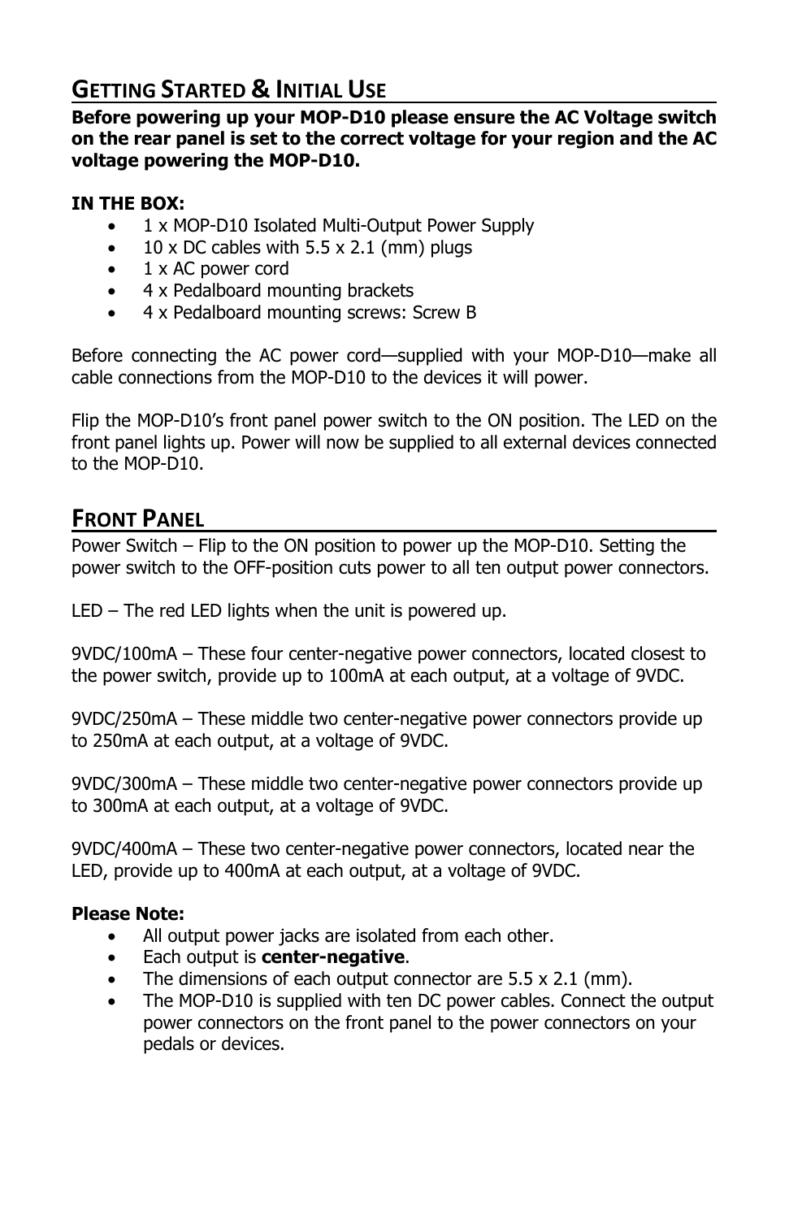## Getting Started & Initial Use

**Before powering up your MOP-D10 please ensure the AC Voltage switch on the rear panel is set to the correct voltage for your region and the AC voltage powering the MOP-D10.**

**IN THE BOX:**

- 1 x MOP-D10 Isolated Multi-Output Power Supply
- 10 x DC cables with 5.5 x 2.1 (mm) plugs
- 1 x AC power cord
- 4 x Pedalboard mounting brackets
- 4 x Pedalboard mounting screws: Screw B

Before connecting the AC power cord—supplied with your MOP-D10—make all cable connections from the MOP-D10 to the devices it will power.

Flip the MOP-D10's front panel power switch to the ON position. The LED on the front panel lights up. Power will now be supplied to all external devices connected to the MOP-D10.

## Front Panel

Power Switch – Flip to the ON position to power up the MOP-D10. Setting the power switch to the OFF-position cuts power to all ten output power connectors.

LED – The red LED lights when the unit is powered up.

9VDC/100mA – These four center-negative power connectors, located closest to the power switch, provide up to 100mA at each output, at a voltage of 9VDC.

9VDC/250mA – These middle two center-negative power connectors provide up to 250mA at each output, at a voltage of 9VDC.

9VDC/300mA – These middle two center-negative power connectors provide up to 300mA at each output, at a voltage of 9VDC.

9VDC/400mA – These two center-negative power connectors, located near the LED, provide up to 400mA at each output, at a voltage of 9VDC.

**Please Note:**

- All output power jacks are isolated from each other.
- Each output is **center-negative**.
- The dimensions of each output connector are 5.5 x 2.1 (mm).
- The MOP-D10 is supplied with ten DC power cables. Connect the output power connectors on the front panel to the power connectors on your pedals or devices.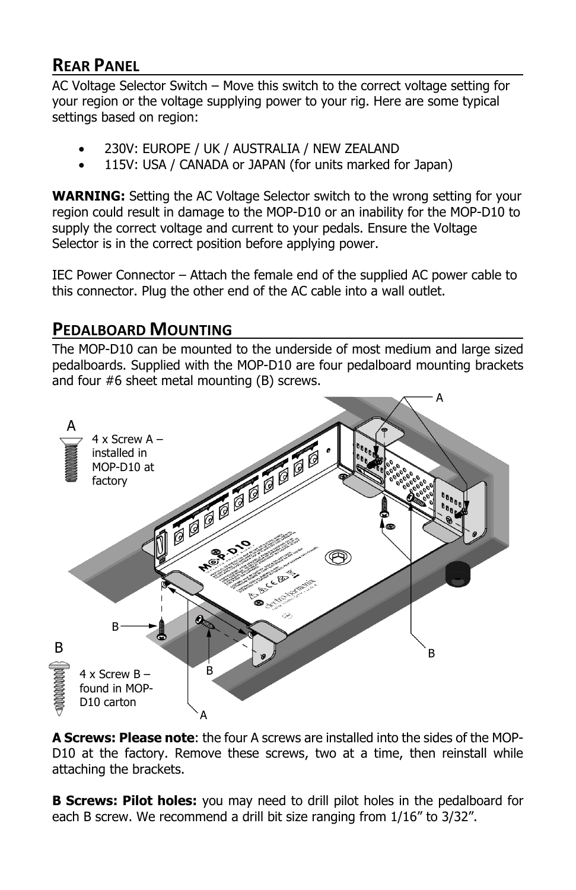## Rear Panel

AC Voltage Selector Switch – Move this switch to the correct voltage setting for your region or the voltage supplying power to your rig. Here are some typical settings based on region:

- 230V: EUROPE / UK / AUSTRALIA / NEW ZEALAND
- 115V: USA / CANADA or JAPAN (for units marked for Japan)

**WARNING:** Setting the AC Voltage Selector switch to the wrong setting for your region could result in damage to the MOP-D10 or an inability for the MOP-D10 to supply the correct voltage and current to your pedals. Ensure the Voltage Selector is in the correct position before applying power.

IEC Power Connector – Attach the female end of the supplied AC power cable to this connector. Plug the other end of the AC cable into a wall outlet.

## Pedalboard Mounting

The MOP-D10 can be mounted to the underside of most medium and large sized pedalboards. Supplied with the MOP-D10 are four pedalboard mounting brackets and four #6 sheet metal mounting (B) screws.

A — 4 x Screw A – installed in MOP-D10 at factory

B — 4 x Screw B – found in MOP-D10 carton

**A Screws: Please note**: the four A screws are installed into the sides of the MOP-D10 at the factory. Remove these screws, two at a time, then reinstall while attaching the brackets.

**B Screws: Pilot holes:** you may need to drill pilot holes in the pedalboard for each B screw. We recommend a drill bit size ranging from 1/16” to 3/32”.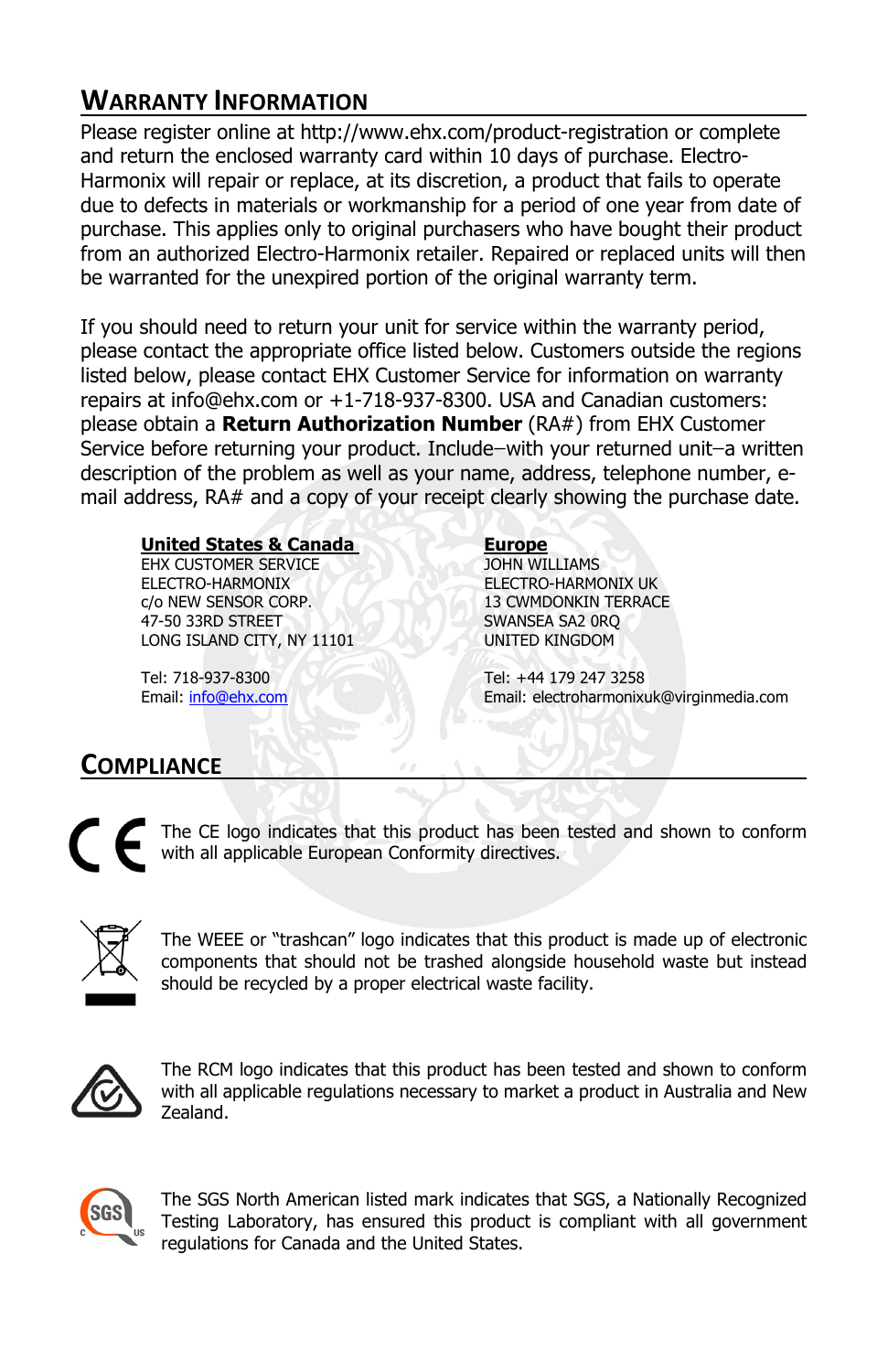## Warranty Information

Please register online at http://www.ehx.com/product-registration or complete and return the enclosed warranty card within 10 days of purchase. Electro-Harmonix will repair or replace, at its discretion, a product that fails to operate due to defects in materials or workmanship for a period of one year from date of purchase. This applies only to original purchasers who have bought their product from an authorized Electro-Harmonix retailer. Repaired or replaced units will then be warranted for the unexpired portion of the original warranty term.

If you should need to return your unit for service within the warranty period, please contact the appropriate office listed below. Customers outside the regions listed below, please contact EHX Customer Service for information on warranty repairs at info@ehx.com or +1-718-937-8300. USA and Canadian customers: please obtain a **Return Authorization Number** (RA#) from EHX Customer Service before returning your product. Include–with your returned unit–a written description of the problem as well as your name, address, telephone number, e-mail address, RA# and a copy of your receipt clearly showing the purchase date.

**United States & Canada**
EHX CUSTOMER SERVICE
ELECTRO-HARMONIX
c/o NEW SENSOR CORP.
47-50 33RD STREET
LONG ISLAND CITY, NY 11101

Tel: 718-937-8300
Email: info@ehx.com

**Europe**
JOHN WILLIAMS
ELECTRO-HARMONIX UK
13 CWMDONKIN TERRACE
SWANSEA SA2 0RQ
UNITED KINGDOM

Tel: +44 179 247 3258
Email: electroharmonixuk@virginmedia.com

## Compliance

The CE logo indicates that this product has been tested and shown to conform with all applicable European Conformity directives.

The WEEE or "trashcan" logo indicates that this product is made up of electronic components that should not be trashed alongside household waste but instead should be recycled by a proper electrical waste facility.

The RCM logo indicates that this product has been tested and shown to conform with all applicable regulations necessary to market a product in Australia and New Zealand.

The SGS North American listed mark indicates that SGS, a Nationally Recognized Testing Laboratory, has ensured this product is compliant with all government regulations for Canada and the United States.